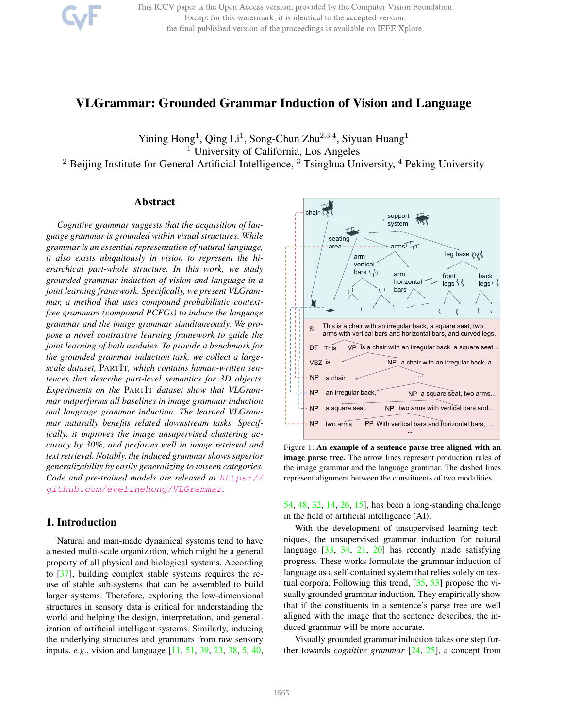# VLGrammar: Grounded Grammar Induction of Vision and Language

Yining Hong[1], Qing Li[1], Song-Chun Zhu[2,3,4], Siyuan Huang[1]
[1] University of California, Los Angeles
[2] Beijing Institute for General Artificial Intelligence, [3] Tsinghua University, [4] Peking University

## Abstract

*Cognitive grammar suggests that the acquisition of language grammar is grounded within visual structures. While grammar is an essential representation of natural language, it also exists ubiquitously in vision to represent the hierarchical part-whole structure. In this work, we study grounded grammar induction of vision and language in a joint learning framework. Specifically, we present VLGrammar, a method that uses compound probabilistic context-free grammars (compound PCFGs) to induce the language grammar and the image grammar simultaneously. We propose a novel contrastive learning framework to guide the joint learning of both modules. To provide a benchmark for the grounded grammar induction task, we collect a large-scale dataset,* PartIt*, which contains human-written sentences that describe part-level semantics for 3D objects. Experiments on the* PartIt *dataset show that VLGrammar outperforms all baselines in image grammar induction and language grammar induction. The learned VLGrammar naturally benefits related downstream tasks. Specifically, it improves the image unsupervised clustering accuracy by 30%, and performs well in image retrieval and text retrieval. Notably, the induced grammar shows superior generalizability by easily generalizing to unseen categories. Code and pre-trained models are released at* https://github.com/evelinehong/VLGrammar.

Figure 1: **An example of a sentence parse tree aligned with an image parse tree.** The arrow lines represent production rules of the image grammar and the language grammar. The dashed lines represent alignment between the constituents of two modalities.

## 1. Introduction

Natural and man-made dynamical systems tend to have a nested multi-scale organization, which might be a general property of all physical and biological systems. According to [37], building complex stable systems requires the reuse of stable sub-systems that can be assembled to build larger systems. Therefore, exploring the low-dimensional structures in sensory data is critical for understanding the world and helping the design, interpretation, and generalization of artificial intelligent systems. Similarly, inducing the underlying structures and grammars from raw sensory inputs, *e.g*., vision and language [11, 51, 39, 23, 38, 5, 40, 54, 48, 32, 14, 26, 15], has been a long-standing challenge in the field of artificial intelligence (AI).

With the development of unsupervised learning techniques, the unsupervised grammar induction for natural language [33, 34, 21, 20] has recently made satisfying progress. These works formulate the grammar induction of language as a self-contained system that relies solely on textual corpora. Following this trend, [35, 53] propose the visually grounded grammar induction. They empirically show that if the constituents in a sentence's parse tree are well aligned with the image that the sentence describes, the induced grammar will be more accurate.

Visually grounded grammar induction takes one step further towards *cognitive grammar* [24, 25], a concept from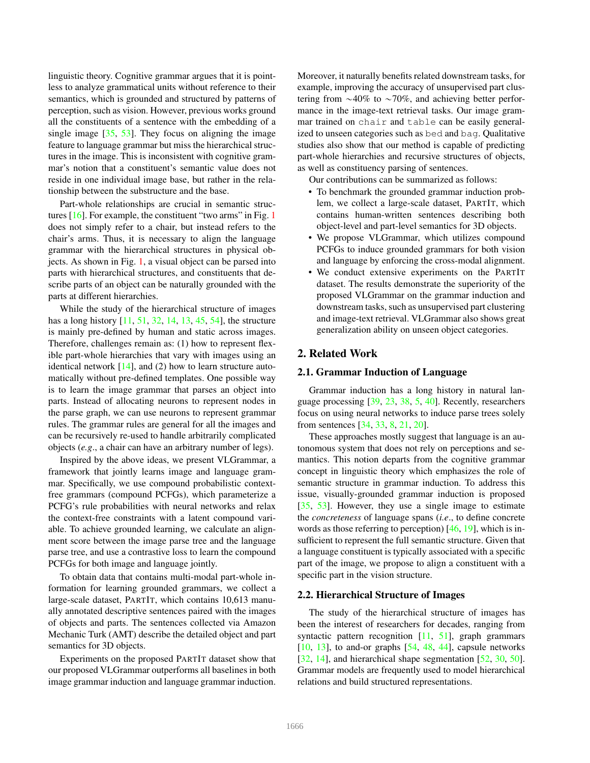linguistic theory. Cognitive grammar argues that it is pointless to analyze grammatical units without reference to their semantics, which is grounded and structured by patterns of perception, such as vision. However, previous works ground all the constituents of a sentence with the embedding of a single image [35, 53]. They focus on aligning the image feature to language grammar but miss the hierarchical structures in the image. This is inconsistent with cognitive grammar's notion that a constituent's semantic value does not reside in one individual image base, but rather in the relationship between the substructure and the base.

Part-whole relationships are crucial in semantic structures [16]. For example, the constituent "two arms" in Fig. 1 does not simply refer to a chair, but instead refers to the chair's arms. Thus, it is necessary to align the language grammar with the hierarchical structures in physical objects. As shown in Fig. 1, a visual object can be parsed into parts with hierarchical structures, and constituents that describe parts of an object can be naturally grounded with the parts at different hierarchies.

While the study of the hierarchical structure of images has a long history [11, 51, 32, 14, 13, 45, 54], the structure is mainly pre-defined by human and static across images. Therefore, challenges remain as: (1) how to represent flexible part-whole hierarchies that vary with images using an identical network [14], and (2) how to learn structure automatically without pre-defined templates. One possible way is to learn the image grammar that parses an object into parts. Instead of allocating neurons to represent nodes in the parse graph, we can use neurons to represent grammar rules. The grammar rules are general for all the images and can be recursively re-used to handle arbitrarily complicated objects (*e.g.*, a chair can have an arbitrary number of legs).

Inspired by the above ideas, we present VLGrammar, a framework that jointly learns image and language grammar. Specifically, we use compound probabilistic context-free grammars (compound PCFGs), which parameterize a PCFG's rule probabilities with neural networks and relax the context-free constraints with a latent compound variable. To achieve grounded learning, we calculate an alignment score between the image parse tree and the language parse tree, and use a contrastive loss to learn the compound PCFGs for both image and language jointly.

To obtain data that contains multi-modal part-whole information for learning grounded grammars, we collect a large-scale dataset, PartIt, which contains 10,613 manually annotated descriptive sentences paired with the images of objects and parts. The sentences collected via Amazon Mechanic Turk (AMT) describe the detailed object and part semantics for 3D objects.

Experiments on the proposed PartIt dataset show that our proposed VLGrammar outperforms all baselines in both image grammar induction and language grammar induction. Moreover, it naturally benefits related downstream tasks, for example, improving the accuracy of unsupervised part clustering from ∼40% to ∼70%, and achieving better performance in the image-text retrieval tasks. Our image grammar trained on `chair` and `table` can be easily generalized to unseen categories such as `bed` and `bag`. Qualitative studies also show that our method is capable of predicting part-whole hierarchies and recursive structures of objects, as well as constituency parsing of sentences.

Our contributions can be summarized as follows:

- To benchmark the grounded grammar induction problem, we collect a large-scale dataset, PartIt, which contains human-written sentences describing both object-level and part-level semantics for 3D objects.
- We propose VLGrammar, which utilizes compound PCFGs to induce grounded grammars for both vision and language by enforcing the cross-modal alignment.
- We conduct extensive experiments on the PartIt dataset. The results demonstrate the superiority of the proposed VLGrammar on the grammar induction and downstream tasks, such as unsupervised part clustering and image-text retrieval. VLGrammar also shows great generalization ability on unseen object categories.

## 2. Related Work

### 2.1. Grammar Induction of Language

Grammar induction has a long history in natural language processing [39, 23, 38, 5, 40]. Recently, researchers focus on using neural networks to induce parse trees solely from sentences [34, 33, 8, 21, 20].

These approaches mostly suggest that language is an autonomous system that does not rely on perceptions and semantics. This notion departs from the cognitive grammar concept in linguistic theory which emphasizes the role of semantic structure in grammar induction. To address this issue, visually-grounded grammar induction is proposed [35, 53]. However, they use a single image to estimate the *concreteness* of language spans (*i.e.*, to define concrete words as those referring to perception) [46, 19], which is insufficient to represent the full semantic structure. Given that a language constituent is typically associated with a specific part of the image, we propose to align a constituent with a specific part in the vision structure.

### 2.2. Hierarchical Structure of Images

The study of the hierarchical structure of images has been the interest of researchers for decades, ranging from syntactic pattern recognition [11, 51], graph grammars [10, 13], to and-or graphs [54, 48, 44], capsule networks [32, 14], and hierarchical shape segmentation [52, 30, 50]. Grammar models are frequently used to model hierarchical relations and build structured representations.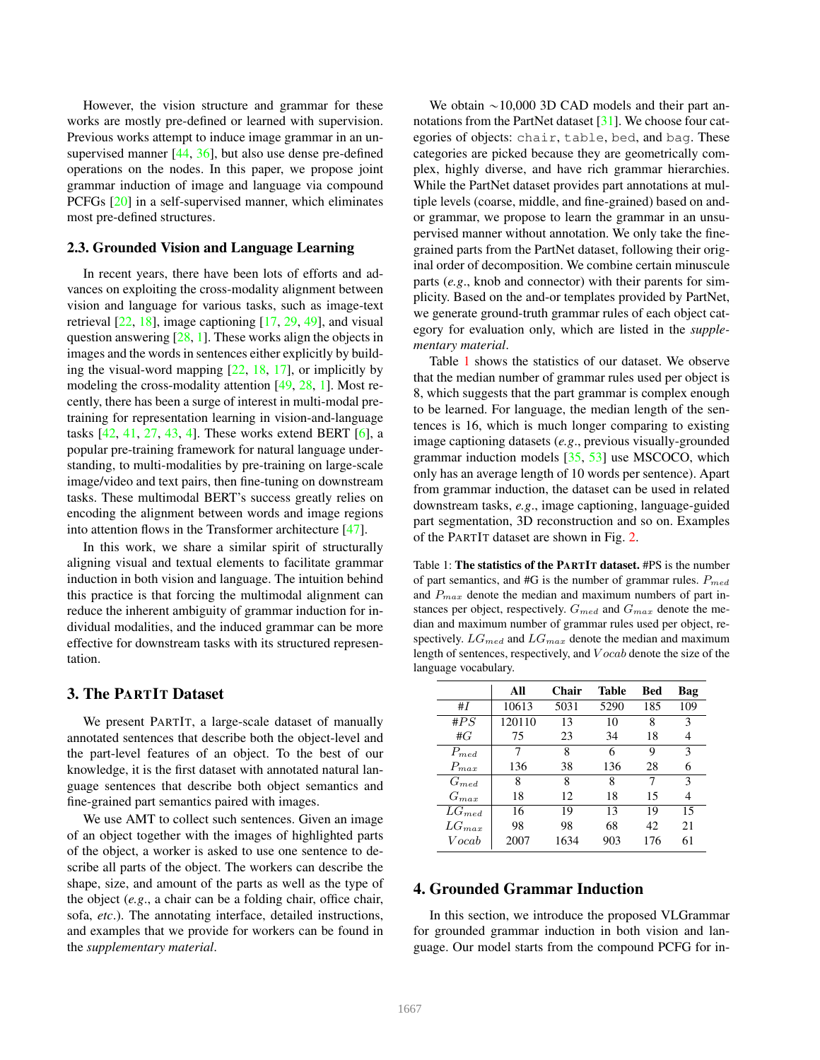However, the vision structure and grammar for these works are mostly pre-defined or learned with supervision. Previous works attempt to induce image grammar in an unsupervised manner [44, 36], but also use dense pre-defined operations on the nodes. In this paper, we propose joint grammar induction of image and language via compound PCFGs [20] in a self-supervised manner, which eliminates most pre-defined structures.

### 2.3. Grounded Vision and Language Learning

In recent years, there have been lots of efforts and advances on exploiting the cross-modality alignment between vision and language for various tasks, such as image-text retrieval [22, 18], image captioning [17, 29, 49], and visual question answering [28, 1]. These works align the objects in images and the words in sentences either explicitly by building the visual-word mapping [22, 18, 17], or implicitly by modeling the cross-modality attention [49, 28, 1]. Most recently, there has been a surge of interest in multi-modal pretraining for representation learning in vision-and-language tasks [42, 41, 27, 43, 4]. These works extend BERT [6], a popular pre-training framework for natural language understanding, to multi-modalities by pre-training on large-scale image/video and text pairs, then fine-tuning on downstream tasks. These multimodal BERT's success greatly relies on encoding the alignment between words and image regions into attention flows in the Transformer architecture [47].

In this work, we share a similar spirit of structurally aligning visual and textual elements to facilitate grammar induction in both vision and language. The intuition behind this practice is that forcing the multimodal alignment can reduce the inherent ambiguity of grammar induction for individual modalities, and the induced grammar can be more effective for downstream tasks with its structured representation.

## 3. The PARTIT Dataset

We present PARTIT, a large-scale dataset of manually annotated sentences that describe both the object-level and the part-level features of an object. To the best of our knowledge, it is the first dataset with annotated natural language sentences that describe both object semantics and fine-grained part semantics paired with images.

We use AMT to collect such sentences. Given an image of an object together with the images of highlighted parts of the object, a worker is asked to use one sentence to describe all parts of the object. The workers can describe the shape, size, and amount of the parts as well as the type of the object (*e.g.*, a chair can be a folding chair, office chair, sofa, *etc.*). The annotating interface, detailed instructions, and examples that we provide for workers can be found in the *supplementary material*.

We obtain ∼10,000 3D CAD models and their part annotations from the PartNet dataset [31]. We choose four categories of objects: `chair`, `table`, `bed`, and `bag`. These categories are picked because they are geometrically complex, highly diverse, and have rich grammar hierarchies. While the PartNet dataset provides part annotations at multiple levels (coarse, middle, and fine-grained) based on and-or grammar, we propose to learn the grammar in an unsupervised manner without annotation. We only take the fine-grained parts from the PartNet dataset, following their original order of decomposition. We combine certain minuscule parts (*e.g.*, knob and connector) with their parents for simplicity. Based on the and-or templates provided by PartNet, we generate ground-truth grammar rules of each object category for evaluation only, which are listed in the *supplementary material*.

Table 1 shows the statistics of our dataset. We observe that the median number of grammar rules used per object is 8, which suggests that the part grammar is complex enough to be learned. For language, the median length of the sentences is 16, which is much longer comparing to existing image captioning datasets (*e.g.*, previous visually-grounded grammar induction models [35, 53] use MSCOCO, which only has an average length of 10 words per sentence). Apart from grammar induction, the dataset can be used in related downstream tasks, *e.g.*, image captioning, language-guided part segmentation, 3D reconstruction and so on. Examples of the PARTIT dataset are shown in Fig. 2.

Table 1: **The statistics of the PARTIT dataset.** #PS is the number of part semantics, and #G is the number of grammar rules. $P_{med}$ and $P_{max}$ denote the median and maximum numbers of part instances per object, respectively. $G_{med}$ and $G_{max}$ denote the median and maximum number of grammar rules used per object, respectively. $LG_{med}$ and $LG_{max}$ denote the median and maximum length of sentences, respectively, and $Vocab$ denote the size of the language vocabulary.

| | **All** | **Chair** | **Table** | **Bed** | **Bag** |
|---|---|---|---|---|---|
| $\#I$ | 10613 | 5031 | 5290 | 185 | 109 |
| $\#PS$ | 120110 | 13 | 10 | 8 | 3 |
| $\#G$ | 75 | 23 | 34 | 18 | 4 |
| $P_{med}$ | 7 | 8 | 6 | 9 | 3 |
| $P_{max}$ | 136 | 38 | 136 | 28 | 6 |
| $G_{med}$ | 8 | 8 | 8 | 7 | 3 |
| $G_{max}$ | 18 | 12 | 18 | 15 | 4 |
| $LG_{med}$ | 16 | 19 | 13 | 19 | 15 |
| $LG_{max}$ | 98 | 98 | 68 | 42 | 21 |
| $Vocab$ | 2007 | 1634 | 903 | 176 | 61 |

## 4. Grounded Grammar Induction

In this section, we introduce the proposed VLGrammar for grounded grammar induction in both vision and language. Our model starts from the compound PCFG for in-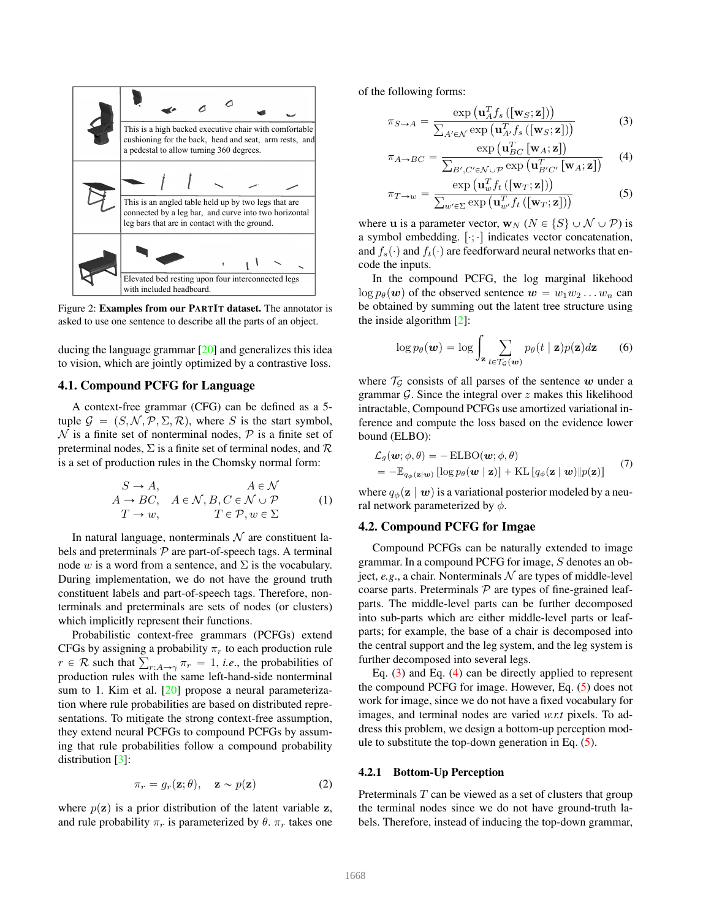This is a high backed executive chair with comfortable cushioning for the back, head and seat, arm rests, and a pedestal to allow turning 360 degrees.

This is an angled table held up by two legs that are connected by a leg bar, and curve into two horizontal leg bars that are in contact with the ground.

Elevated bed resting upon four interconnected legs with included headboard.

Figure 2: **Examples from our PARTIT dataset.** The annotator is asked to use one sentence to describe all the parts of an object.

ducing the language grammar [20] and generalizes this idea to vision, which are jointly optimized by a contrastive loss.

### 4.1. Compound PCFG for Language

A context-free grammar (CFG) can be defined as a 5-tuple $\mathcal{G} = (S, \mathcal{N}, \mathcal{P}, \Sigma, \mathcal{R})$, where $S$ is the start symbol, $\mathcal{N}$ is a finite set of nonterminal nodes, $\mathcal{P}$ is a finite set of preterminal nodes, $\Sigma$ is a finite set of terminal nodes, and $\mathcal{R}$ is a set of production rules in the Chomsky normal form:

$$
\begin{aligned}
S &\rightarrow A, & A &\in \mathcal{N} \\
A &\rightarrow BC, & A &\in \mathcal{N}, B, C \in \mathcal{N} \cup \mathcal{P} \\
T &\rightarrow w, & T &\in \mathcal{P}, w \in \Sigma
\end{aligned}
\tag{1}
$$

In natural language, nonterminals $\mathcal{N}$ are constituent labels and preterminals $\mathcal{P}$ are part-of-speech tags. A terminal node $w$ is a word from a sentence, and $\Sigma$ is the vocabulary. During implementation, we do not have the ground truth constituent labels and part-of-speech tags. Therefore, nonterminals and preterminals are sets of nodes (or clusters) which implicitly represent their functions.

Probabilistic context-free grammars (PCFGs) extend CFGs by assigning a probability $\pi_r$ to each production rule $r \in \mathcal{R}$ such that $\sum_{r:A\rightarrow\gamma} \pi_r = 1$, *i.e.*, the probabilities of production rules with the same left-hand-side nonterminal sum to 1. Kim et al. [20] propose a neural parameterization where rule probabilities are based on distributed representations. To mitigate the strong context-free assumption, they extend neural PCFGs to compound PCFGs by assuming that rule probabilities follow a compound probability distribution [3]:

$$
\pi_r = g_r(\mathbf{z}; \theta), \quad \mathbf{z} \sim p(\mathbf{z}) \tag{2}
$$

where $p(\mathbf{z})$ is a prior distribution of the latent variable $\mathbf{z}$, and rule probability $\pi_r$ is parameterized by $\theta$. $\pi_r$ takes one of the following forms:

$$
\pi_{S\rightarrow A} = \frac{\exp\left(\mathbf{u}_A^T f_s\left([\mathbf{w}_S; \mathbf{z}]\right)\right)}{\sum_{A'\in\mathcal{N}} \exp\left(\mathbf{u}_{A'}^T f_s\left([\mathbf{w}_S; \mathbf{z}]\right)\right)} \tag{3}
$$

$$
\pi_{A\rightarrow BC} = \frac{\exp\left(\mathbf{u}_{BC}^T \left[\mathbf{w}_A; \mathbf{z}\right]\right)}{\sum_{B',C'\in\mathcal{N}\cup\mathcal{P}} \exp\left(\mathbf{u}_{B'C'}^T \left[\mathbf{w}_A; \mathbf{z}\right]\right)} \tag{4}
$$

$$
\pi_{T\rightarrow w} = \frac{\exp\left(\mathbf{u}_w^T f_t\left([\mathbf{w}_T; \mathbf{z}]\right)\right)}{\sum_{w'\in\Sigma} \exp\left(\mathbf{u}_{w'}^T f_t\left([\mathbf{w}_T; \mathbf{z}]\right)\right)} \tag{5}
$$

where $\mathbf{u}$ is a parameter vector, $\mathbf{w}_N$ ($N \in \{S\} \cup \mathcal{N} \cup \mathcal{P}$) is a symbol embedding. $[\cdot;\cdot]$ indicates vector concatenation, and $f_s(\cdot)$ and $f_t(\cdot)$ are feedforward neural networks that encode the inputs.

In the compound PCFG, the log marginal likehood $\log p_\theta(\boldsymbol{w})$ of the observed sentence $\boldsymbol{w} = w_1 w_2 \ldots w_n$ can be obtained by summing out the latent tree structure using the inside algorithm [2]:

$$
\log p_\theta(\boldsymbol{w}) = \log \int_{\mathbf{z}} \sum_{t\in\mathcal{T}_\mathcal{G}(\boldsymbol{w})} p_\theta(t \mid \mathbf{z}) p(\mathbf{z}) d\mathbf{z} \tag{6}
$$

where $\mathcal{T}_\mathcal{G}$ consists of all parses of the sentence $\boldsymbol{w}$ under a grammar $\mathcal{G}$. Since the integral over $z$ makes this likelihood intractable, Compound PCFGs use amortized variational inference and compute the loss based on the evidence lower bound (ELBO):

$$
\begin{aligned}
\mathcal{L}_g(\boldsymbol{w}; \phi, \theta) &= -\operatorname{ELBO}(\boldsymbol{w}; \phi, \theta) \\
&= -\mathbb{E}_{q_\phi(\mathbf{z}|\boldsymbol{w})} \left[\log p_\theta(\boldsymbol{w} \mid \mathbf{z})\right] + \operatorname{KL}\left[q_\phi(\mathbf{z} \mid \boldsymbol{w}) \| p(\mathbf{z})\right]
\end{aligned}
\tag{7}
$$

where $q_\phi(\mathbf{z} \mid \boldsymbol{w})$ is a variational posterior modeled by a neural network parameterized by $\phi$.

### 4.2. Compound PCFG for Imgae

Compound PCFGs can be naturally extended to image grammar. In a compound PCFG for image, $S$ denotes an object, *e.g.*, a chair. Nonterminals $\mathcal{N}$ are types of middle-level coarse parts. Preterminals $\mathcal{P}$ are types of fine-grained leaf-parts. The middle-level parts can be further decomposed into sub-parts which are either middle-level parts or leaf-parts; for example, the base of a chair is decomposed into the central support and the leg system, and the leg system is further decomposed into several legs.

Eq. (3) and Eq. (4) can be directly applied to represent the compound PCFG for image. However, Eq. (5) does not work for image, since we do not have a fixed vocabulary for images, and terminal nodes are varied *w.r.t* pixels. To address this problem, we design a bottom-up perception module to substitute the top-down generation in Eq. (5).

#### 4.2.1 Bottom-Up Perception

Preterminals $T$ can be viewed as a set of clusters that group the terminal nodes since we do not have ground-truth labels. Therefore, instead of inducing the top-down grammar,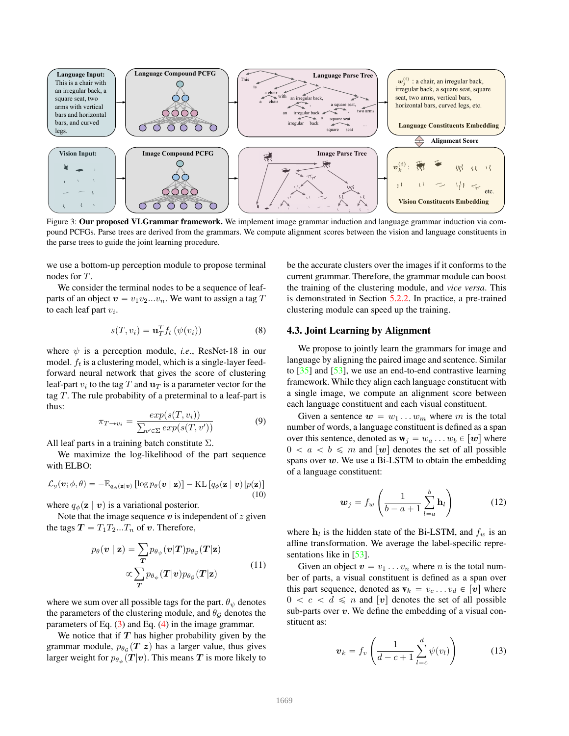Figure 3: **Our proposed VLGrammar framework.** We implement image grammar induction and language grammar induction via compound PCFGs. Parse trees are derived from the grammars. We compute alignment scores between the vision and language constituents in the parse trees to guide the joint learning procedure.

we use a bottom-up perception module to propose terminal nodes for $T$.

We consider the terminal nodes to be a sequence of leaf-parts of an object $\boldsymbol{v} = v_1 v_2 ... v_n$. We want to assign a tag $T$ to each leaf part $v_i$.

$$s(T, v_i) = \mathbf{u}_T^T f_t\left(\psi(v_i)\right) \tag{8}$$

where $\psi$ is a perception module, *i.e*., ResNet-18 in our model. $f_t$ is a clustering model, which is a single-layer feed-forward neural network that gives the score of clustering leaf-part $v_i$ to the tag $T$ and $\mathbf{u}_T$ is a parameter vector for the tag $T$. The rule probability of a preterminal to a leaf-part is thus:

$$\pi_{T \to v_i} = \frac{exp(s(T, v_i))}{\sum_{v' \in \Sigma} exp(s(T, v'))} \tag{9}$$

All leaf parts in a training batch constitute $\Sigma$.

We maximize the log-likelihood of the part sequence with ELBO:

$$\mathcal{L}_g(\boldsymbol{v}; \phi, \theta) = -\mathbb{E}_{q_\phi(\mathbf{z}|\boldsymbol{v})}\left[\log p_\theta(\boldsymbol{v} \mid \mathbf{z})\right] - \mathrm{KL}\left[q_\phi(\mathbf{z} \mid \boldsymbol{v}) \| p(\mathbf{z})\right] \tag{10}$$

where $q_\phi(\mathbf{z} \mid \boldsymbol{v})$ is a variational posterior.

Note that the image sequence $\boldsymbol{v}$ is independent of $z$ given the tags $\boldsymbol{T} = T_1 T_2 ... T_n$ of $\boldsymbol{v}$. Therefore,

$$\begin{aligned} p_\theta(\boldsymbol{v} \mid \mathbf{z}) &= \sum_{\boldsymbol{T}} p_{\theta_\psi}(\boldsymbol{v}|\boldsymbol{T}) p_{\theta_\mathcal{G}}(\boldsymbol{T}|\mathbf{z}) \\ &\propto \sum_{\boldsymbol{T}} p_{\theta_\psi}(\boldsymbol{T}|\boldsymbol{v}) p_{\theta_\mathcal{G}}(\boldsymbol{T}|\mathbf{z}) \end{aligned} \tag{11}$$

where we sum over all possible tags for the part. $\theta_\psi$ denotes the parameters of the clustering module, and $\theta_\mathcal{G}$ denotes the parameters of Eq. (3) and Eq. (4) in the image grammar.

We notice that if $\boldsymbol{T}$ has higher probability given by the grammar module, $p_{\theta_\mathcal{G}}(\boldsymbol{T}|\boldsymbol{z})$ has a larger value, thus gives larger weight for $p_{\theta_\psi}(\boldsymbol{T}|\boldsymbol{v})$. This means $\boldsymbol{T}$ is more likely to be the accurate clusters over the images if it conforms to the current grammar. Therefore, the grammar module can boost the training of the clustering module, and *vice versa*. This is demonstrated in Section 5.2.2. In practice, a pre-trained clustering module can speed up the training.

## 4.3. Joint Learning by Alignment

We propose to jointly learn the grammars for image and language by aligning the paired image and sentence. Similar to [35] and [53], we use an end-to-end contrastive learning framework. While they align each language constituent with a single image, we compute an alignment score between each language constituent and each visual constituent.

Given a sentence $\boldsymbol{w} = w_1 \dots w_m$ where $m$ is the total number of words, a language constituent is defined as a span over this sentence, denoted as $\mathbf{w}_j = w_a \dots w_b \in [\boldsymbol{w}]$ where $0 < a < b \leqslant m$ and $[\boldsymbol{w}]$ denotes the set of all possible spans over $\boldsymbol{w}$. We use a Bi-LSTM to obtain the embedding of a language constituent:

$$\boldsymbol{w}_j = f_w\left(\frac{1}{b - a + 1}\sum_{l=a}^{b} \mathbf{h}_l\right) \tag{12}$$

where $\mathbf{h}_l$ is the hidden state of the Bi-LSTM, and $f_w$ is an affine transformation. We average the label-specific representations like in [53].

Given an object $\boldsymbol{v} = v_1 \dots v_n$ where $n$ is the total number of parts, a visual constituent is defined as a span over this part sequence, denoted as $\mathbf{v}_k = v_c \dots v_d \in [\boldsymbol{v}]$ where $0 < c < d \leqslant n$ and $[\boldsymbol{v}]$ denotes the set of all possible sub-parts over $\boldsymbol{v}$. We define the embedding of a visual constituent as:

$$\boldsymbol{v}_k = f_v\left(\frac{1}{d - c + 1}\sum_{l=c}^{d} \psi(v_l)\right) \tag{13}$$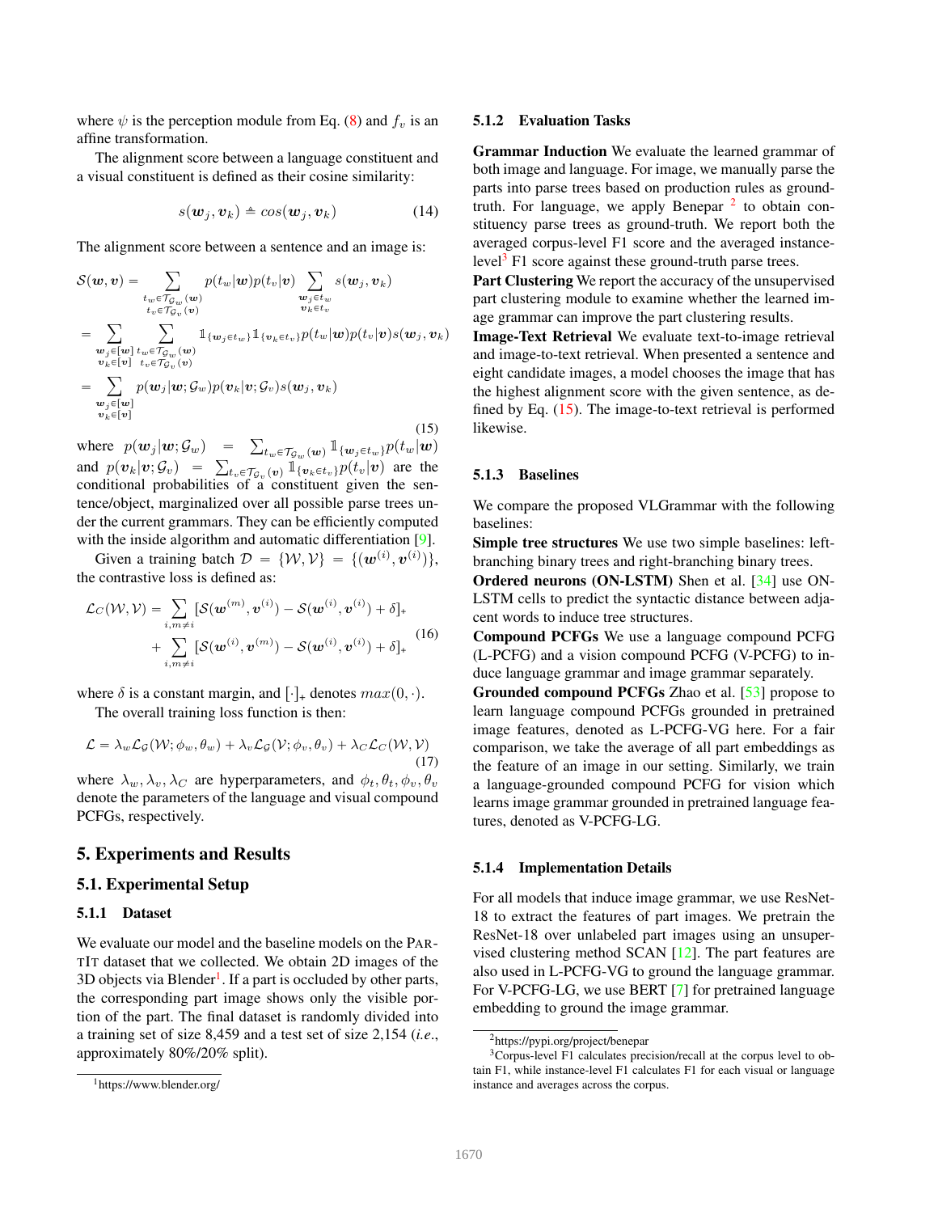where $\psi$ is the perception module from Eq. (8) and $f_v$ is an affine transformation.

The alignment score between a language constituent and a visual constituent is defined as their cosine similarity:

$$s(\boldsymbol{w}_j, \boldsymbol{v}_k) \triangleq cos(\boldsymbol{w}_j, \boldsymbol{v}_k) \tag{14}$$

The alignment score between a sentence and an image is:

$$\begin{aligned}
\mathcal{S}(\boldsymbol{w}, \boldsymbol{v}) &= \sum_{\substack{t_w \in \mathcal{T}_{\mathcal{G}_w}(\boldsymbol{w}) \\ t_v \in \mathcal{T}_{\mathcal{G}_v}(\boldsymbol{v})}} p(t_w|\boldsymbol{w}) p(t_v|\boldsymbol{v}) \sum_{\substack{\boldsymbol{w}_j \in t_w \\ \boldsymbol{v}_k \in t_v}} s(\boldsymbol{w}_j, \boldsymbol{v}_k) \\
&= \sum_{\substack{\boldsymbol{w}_j \in [\boldsymbol{w}] \\ \boldsymbol{v}_k \in [\boldsymbol{v}]}} \sum_{\substack{t_w \in \mathcal{T}_{\mathcal{G}_w}(\boldsymbol{w}) \\ t_v \in \mathcal{T}_{\mathcal{G}_v}(\boldsymbol{v})}} \mathbb{1}_{\{\boldsymbol{w}_j \in t_w\}} \mathbb{1}_{\{\boldsymbol{v}_k \in t_v\}} p(t_w|\boldsymbol{w}) p(t_v|\boldsymbol{v}) s(\boldsymbol{w}_j, \boldsymbol{v}_k) \\
&= \sum_{\substack{\boldsymbol{w}_j \in [\boldsymbol{w}] \\ \boldsymbol{v}_k \in [\boldsymbol{v}]}} p(\boldsymbol{w}_j|\boldsymbol{w}; \mathcal{G}_w) p(\boldsymbol{v}_k|\boldsymbol{v}; \mathcal{G}_v) s(\boldsymbol{w}_j, \boldsymbol{v}_k)
\end{aligned} \tag{15}$$

where $p(\boldsymbol{w}_j|\boldsymbol{w}; \mathcal{G}_w) = \sum_{t_w \in \mathcal{T}_{\mathcal{G}_w}(\boldsymbol{w})} \mathbb{1}_{\{\boldsymbol{w}_j \in t_w\}} p(t_w|\boldsymbol{w})$ and $p(\boldsymbol{v}_k|\boldsymbol{v}; \mathcal{G}_v) = \sum_{t_v \in \mathcal{T}_{\mathcal{G}_v}(\boldsymbol{v})} \mathbb{1}_{\{\boldsymbol{v}_k \in t_v\}} p(t_v|\boldsymbol{v})$ are the conditional probabilities of a constituent given the sentence/object, marginalized over all possible parse trees under the current grammars. They can be efficiently computed with the inside algorithm and automatic differentiation [9].

Given a training batch $\mathcal{D} = \{\mathcal{W}, \mathcal{V}\} = \{(\boldsymbol{w}^{(i)}, \boldsymbol{v}^{(i)})\}$, the contrastive loss is defined as:

$$\begin{aligned}
\mathcal{L}_C(\mathcal{W}, \mathcal{V}) = &\sum_{i, m \neq i} [\mathcal{S}(\boldsymbol{w}^{(m)}, \boldsymbol{v}^{(i)}) - \mathcal{S}(\boldsymbol{w}^{(i)}, \boldsymbol{v}^{(i)}) + \delta]_+ \\
&+ \sum_{i, m \neq i} [\mathcal{S}(\boldsymbol{w}^{(i)}, \boldsymbol{v}^{(m)}) - \mathcal{S}(\boldsymbol{w}^{(i)}, \boldsymbol{v}^{(i)}) + \delta]_+
\end{aligned} \tag{16}$$

where $\delta$ is a constant margin, and $[\cdot]_+$ denotes $max(0, \cdot)$.

The overall training loss function is then:

$$\mathcal{L} = \lambda_w \mathcal{L}_{\mathcal{G}}(\mathcal{W}; \phi_w, \theta_w) + \lambda_v \mathcal{L}_{\mathcal{G}}(\mathcal{V}; \phi_v, \theta_v) + \lambda_C \mathcal{L}_C(\mathcal{W}, \mathcal{V}) \tag{17}$$

where $\lambda_w, \lambda_v, \lambda_C$ are hyperparameters, and $\phi_t, \theta_t, \phi_v, \theta_v$ denote the parameters of the language and visual compound PCFGs, respectively.

# 5. Experiments and Results

## 5.1. Experimental Setup

### 5.1.1 Dataset

We evaluate our model and the baseline models on the PartIt dataset that we collected. We obtain 2D images of the 3D objects via Blender[1]. If a part is occluded by other parts, the corresponding part image shows only the visible portion of the part. The final dataset is randomly divided into a training set of size 8,459 and a test set of size 2,154 (*i.e.*, approximately 80%/20% split).

[1] https://www.blender.org/

### 5.1.2 Evaluation Tasks

**Grammar Induction** We evaluate the learned grammar of both image and language. For image, we manually parse the parts into parse trees based on production rules as ground-truth. For language, we apply Benepar [2] to obtain constituency parse trees as ground-truth. We report both the averaged corpus-level F1 score and the averaged instance-level[3] F1 score against these ground-truth parse trees.

**Part Clustering** We report the accuracy of the unsupervised part clustering module to examine whether the learned image grammar can improve the part clustering results.

**Image-Text Retrieval** We evaluate text-to-image retrieval and image-to-text retrieval. When presented a sentence and eight candidate images, a model chooses the image that has the highest alignment score with the given sentence, as defined by Eq. (15). The image-to-text retrieval is performed likewise.

### 5.1.3 Baselines

We compare the proposed VLGrammar with the following baselines:

**Simple tree structures** We use two simple baselines: left-branching binary trees and right-branching binary trees.

**Ordered neurons (ON-LSTM)** Shen et al. [34] use ON-LSTM cells to predict the syntactic distance between adjacent words to induce tree structures.

**Compound PCFGs** We use a language compound PCFG (L-PCFG) and a vision compound PCFG (V-PCFG) to induce language grammar and image grammar separately.

**Grounded compound PCFGs** Zhao et al. [53] propose to learn language compound PCFGs grounded in pretrained image features, denoted as L-PCFG-VG here. For a fair comparison, we take the average of all part embeddings as the feature of an image in our setting. Similarly, we train a language-grounded compound PCFG for vision which learns image grammar grounded in pretrained language features, denoted as V-PCFG-LG.

### 5.1.4 Implementation Details

For all models that induce image grammar, we use ResNet-18 to extract the features of part images. We pretrain the ResNet-18 over unlabeled part images using an unsupervised clustering method SCAN [12]. The part features are also used in L-PCFG-VG to ground the language grammar. For V-PCFG-LG, we use BERT [7] for pretrained language embedding to ground the image grammar.

[2] https://pypi.org/project/benepar

[3] Corpus-level F1 calculates precision/recall at the corpus level to obtain F1, while instance-level F1 calculates F1 for each visual or language instance and averages across the corpus.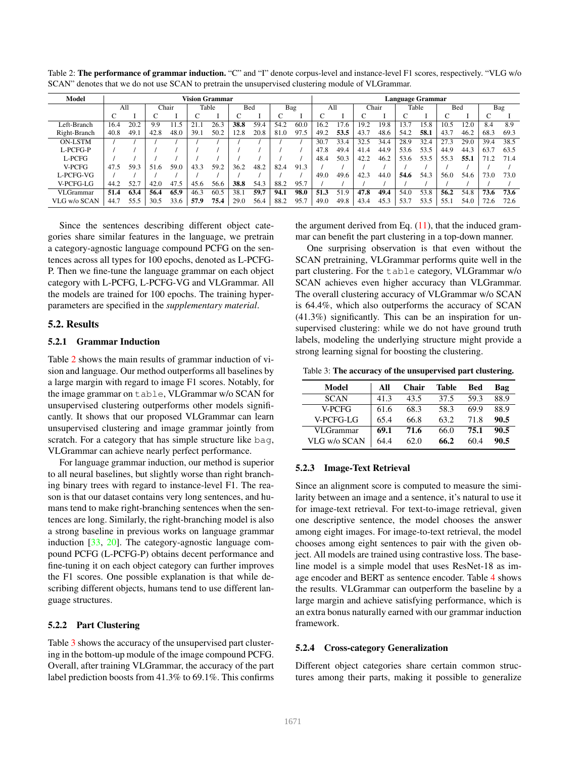Table 2: **The performance of grammar induction.** "C" and "I" denote corpus-level and instance-level F1 scores, respectively. "VLG w/o SCAN" denotes that we do not use SCAN to pretrain the unsupervised clustering module of VLGrammar.

| Model | Vision Grammar | | | | | | | | | | Language Grammar | | | | | | | | | |
|---|---|---|---|---|---|---|---|---|---|---|---|---|---|---|---|---|---|---|---|---|
| | All | | Chair | | Table | | Bed | | Bag | | All | | Chair | | Table | | Bed | | Bag | |
| | C | I | C | I | C | I | C | I | C | I | C | I | C | I | C | I | C | I | C | I |
| Left-Branch | 16.4 | 20.2 | 9.9 | 11.5 | 21.1 | 26.3 | **38.8** | 59.4 | 54.2 | 60.0 | 16.2 | 17.6 | 19.2 | 19.8 | 13.7 | 15.8 | 10.5 | 12.0 | 8.4 | 8.9 |
| Right-Branch | 40.8 | 49.1 | 42.8 | 48.0 | 39.1 | 50.2 | 12.8 | 20.8 | 81.0 | 97.5 | 49.2 | **53.5** | 43.7 | 48.6 | 54.2 | **58.1** | 43.7 | 46.2 | 68.3 | 69.3 |
| ON-LSTM | / | / | / | / | / | / | / | / | / | / | 30.7 | 33.4 | 32.5 | 34.4 | 28.9 | 32.4 | 27.3 | 29.0 | 39.4 | 38.5 |
| L-PCFG-P | / | / | / | / | / | / | / | / | / | / | 47.8 | 49.4 | 41.4 | 44.9 | 53.6 | 53.5 | 44.9 | 44.3 | 63.7 | 63.5 |
| L-PCFG | / | / | / | / | / | / | / | / | / | / | 48.4 | 50.3 | 42.2 | 46.2 | 53.6 | 53.5 | 55.3 | **55.1** | 71.2 | 71.4 |
| V-PCFG | 47.5 | 59.3 | 51.6 | 59.0 | 43.3 | 59.2 | 36.2 | 48.2 | 82.4 | 91.3 | / | / | / | / | / | / | / | / | / | / |
| L-PCFG-VG | / | / | / | / | / | / | / | / | / | / | 49.0 | 49.6 | 42.3 | 44.0 | **54.6** | 54.3 | 56.0 | 54.6 | 73.0 | 73.0 |
| V-PCFG-LG | 44.2 | 52.7 | 42.0 | 47.5 | 45.6 | 56.6 | **38.8** | 54.3 | 88.2 | 95.7 | / | / | / | / | / | / | / | / | / | / |
| VLGrammar | **51.4** | **63.4** | **56.4** | **65.9** | 46.3 | 60.5 | 38.1 | **59.7** | **94.1** | **98.0** | **51.3** | 51.9 | **47.8** | **49.4** | 54.0 | 53.8 | **56.2** | 54.8 | **73.6** | **73.6** |
| VLG w/o SCAN | 44.7 | 55.5 | 30.5 | 33.6 | **57.9** | **75.4** | 29.0 | 56.4 | 88.2 | 95.7 | 49.0 | 49.8 | 43.4 | 45.3 | 53.7 | 53.5 | 55.1 | 54.0 | 72.6 | 72.6 |

Since the sentences describing different object categories share similar features in the language, we pretrain a category-agnostic language compound PCFG on the sentences across all types for 100 epochs, denoted as L-PCFG-P. Then we fine-tune the language grammar on each object category with L-PCFG, L-PCFG-VG and VLGrammar. All the models are trained for 100 epochs. The training hyperparameters are specified in the *supplementary material*.

## 5.2. Results

### 5.2.1 Grammar Induction

Table 2 shows the main results of grammar induction of vision and language. Our method outperforms all baselines by a large margin with regard to image F1 scores. Notably, for the image grammar on `table`, VLGrammar w/o SCAN for unsupervised clustering outperforms other models significantly. It shows that our proposed VLGrammar can learn unsupervised clustering and image grammar jointly from scratch. For a category that has simple structure like `bag`, VLGrammar can achieve nearly perfect performance.

For language grammar induction, our method is superior to all neural baselines, but slightly worse than right branching binary trees with regard to instance-level F1. The reason is that our dataset contains very long sentences, and humans tend to make right-branching sentences when the sentences are long. Similarly, the right-branching model is also a strong baseline in previous works on language grammar induction [33, 20]. The category-agnostic language compound PCFG (L-PCFG-P) obtains decent performance and fine-tuning it on each object category can further improves the F1 scores. One possible explanation is that while describing different objects, humans tend to use different language structures.

### 5.2.2 Part Clustering

Table 3 shows the accuracy of the unsupervised part clustering in the bottom-up module of the image compound PCFG. Overall, after training VLGrammar, the accuracy of the part label prediction boosts from 41.3% to 69.1%. This confirms the argument derived from Eq. (11), that the induced grammar can benefit the part clustering in a top-down manner.

One surprising observation is that even without the SCAN pretraining, VLGrammar performs quite well in the part clustering. For the `table` category, VLGrammar w/o SCAN achieves even higher accuracy than VLGrammar. The overall clustering accuracy of VLGrammar w/o SCAN is 64.4%, which also outperforms the accuracy of SCAN (41.3%) significantly. This can be an inspiration for unsupervised clustering: while we do not have ground truth labels, modeling the underlying structure might provide a strong learning signal for boosting the clustering.

Table 3: **The accuracy of the unsupervised part clustering.**

| Model | All | Chair | Table | Bed | Bag |
|---|---|---|---|---|---|
| SCAN | 41.3 | 43.5 | 37.5 | 59.3 | 88.9 |
| V-PCFG | 61.6 | 68.3 | 58.3 | 69.9 | 88.9 |
| V-PCFG-LG | 65.4 | 66.8 | 63.2 | 71.8 | **90.5** |
| VLGrammar | **69.1** | **71.6** | 66.0 | **75.1** | **90.5** |
| VLG w/o SCAN | 64.4 | 62.0 | **66.2** | 60.4 | **90.5** |

### 5.2.3 Image-Text Retrieval

Since an alignment score is computed to measure the similarity between an image and a sentence, it's natural to use it for image-text retrieval. For text-to-image retrieval, given one descriptive sentence, the model chooses the answer among eight images. For image-to-text retrieval, the model chooses among eight sentences to pair with the given object. All models are trained using contrastive loss. The baseline model is a simple model that uses ResNet-18 as image encoder and BERT as sentence encoder. Table 4 shows the results. VLGrammar can outperform the baseline by a large margin and achieve satisfying performance, which is an extra bonus naturally earned with our grammar induction framework.

### 5.2.4 Cross-category Generalization

Different object categories share certain common structures among their parts, making it possible to generalize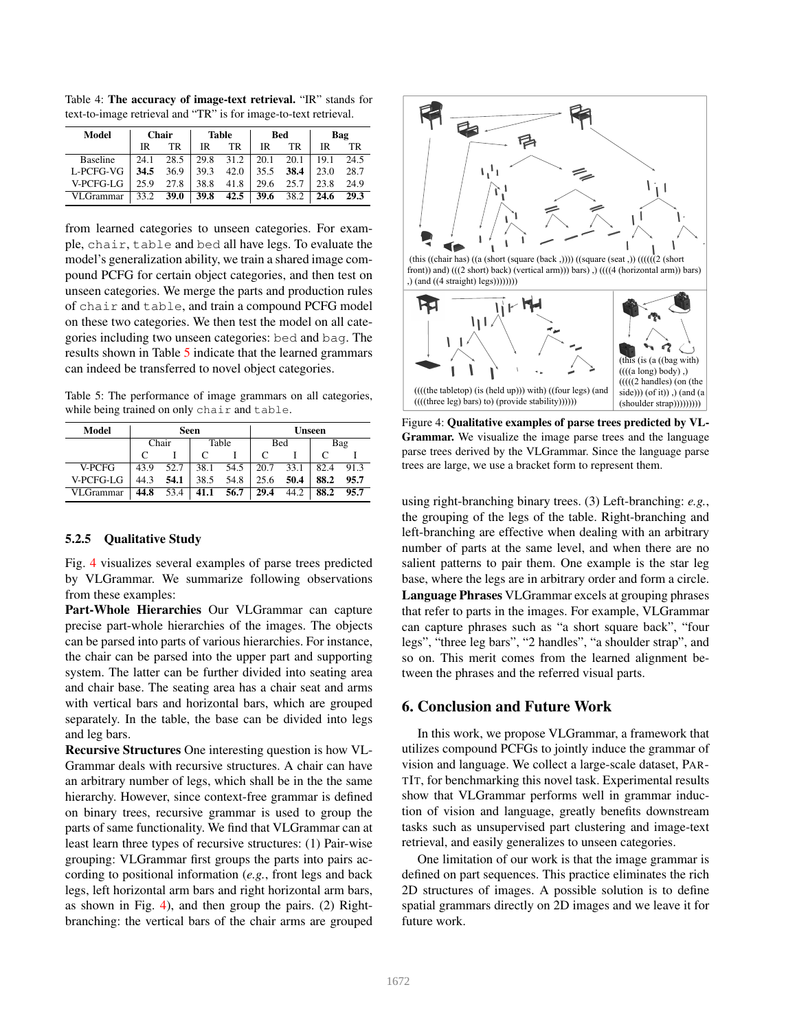Table 4: **The accuracy of image-text retrieval.** "IR" stands for text-to-image retrieval and "TR" is for image-to-text retrieval.

| Model | Chair | | Table | | Bed | | Bag | |
|---|---|---|---|---|---|---|---|---|
| | IR | TR | IR | TR | IR | TR | IR | TR |
| Baseline | 24.1 | 28.5 | 29.8 | 31.2 | 20.1 | 20.1 | 19.1 | 24.5 |
| L-PCFG-VG | **34.5** | 36.9 | 39.3 | 42.0 | 35.5 | **38.4** | 23.0 | 28.7 |
| V-PCFG-LG | 25.9 | 27.8 | 38.8 | 41.8 | 29.6 | 25.7 | 23.8 | 24.9 |
| VLGrammar | 33.2 | **39.0** | **39.8** | **42.5** | **39.6** | 38.2 | **24.6** | **29.3** |

from learned categories to unseen categories. For example, chair, table and bed all have legs. To evaluate the model's generalization ability, we train a shared image compound PCFG for certain object categories, and then test on unseen categories. We merge the parts and production rules of chair and table, and train a compound PCFG model on these two categories. We then test the model on all categories including two unseen categories: bed and bag. The results shown in Table 5 indicate that the learned grammars can indeed be transferred to novel object categories.

Table 5: The performance of image grammars on all categories, while being trained on only chair and table.

| Model | Seen | | | | Unseen | | | |
|---|---|---|---|---|---|---|---|---|
| | Chair | | Table | | Bed | | Bag | |
| | C | I | C | I | C | I | C | I |
| V-PCFG | 43.9 | 52.7 | 38.1 | 54.5 | 20.7 | 33.1 | 82.4 | 91.3 |
| V-PCFG-LG | 44.3 | **54.1** | 38.5 | 54.8 | 25.6 | **50.4** | **88.2** | **95.7** |
| VLGrammar | **44.8** | 53.4 | **41.1** | **56.7** | **29.4** | 44.2 | **88.2** | **95.7** |

#### 5.2.5 Qualitative Study

Fig. 4 visualizes several examples of parse trees predicted by VLGrammar. We summarize following observations from these examples:

**Part-Whole Hierarchies** Our VLGrammar can capture precise part-whole hierarchies of the images. The objects can be parsed into parts of various hierarchies. For instance, the chair can be parsed into the upper part and supporting system. The latter can be further divided into seating area and chair base. The seating area has a chair seat and arms with vertical bars and horizontal bars, which are grouped separately. In the table, the base can be divided into legs and leg bars.

**Recursive Structures** One interesting question is how VLGrammar deals with recursive structures. A chair can have an arbitrary number of legs, which shall be in the the same hierarchy. However, since context-free grammar is defined on binary trees, recursive grammar is used to group the parts of same functionality. We find that VLGrammar can at least learn three types of recursive structures: (1) Pair-wise grouping: VLGrammar first groups the parts into pairs according to positional information (*e.g.*, front legs and back legs, left horizontal arm bars and right horizontal arm bars, as shown in Fig. 4), and then group the pairs. (2) Right-branching: the vertical bars of the chair arms are grouped using right-branching binary trees. (3) Left-branching: *e.g.*, the grouping of the legs of the table. Right-branching and left-branching are effective when dealing with an arbitrary number of parts at the same level, and when there are no salient patterns to pair them. One example is the star leg base, where the legs are in arbitrary order and form a circle.

**Language Phrases** VLGrammar excels at grouping phrases that refer to parts in the images. For example, VLGrammar can capture phrases such as "a short square back", "four legs", "three leg bars", "2 handles", "a shoulder strap", and so on. This merit comes from the learned alignment between the phrases and the referred visual parts.

(this ((chair has) ((a (short (square (back ,)))) ((square (seat ,)) ((((((2 (short front)) and) (((2 short) back) (vertical arm))) bars) ,) ((((4 (horizontal arm)) bars) ,) (and ((4 straight) legs))))))))

((((the tabletop) (is (held up))) with) ((four legs) (and ((((three leg) bars) to) (provide stability))))))

(this (is (a ((bag with) ((((a long) body) ,) (((((2 handles) (on (the side))) (of it)) ,) (and (a (shoulder strap)))))))))

Figure 4: **Qualitative examples of parse trees predicted by VLGrammar.** We visualize the image parse trees and the language parse trees derived by the VLGrammar. Since the language parse trees are large, we use a bracket form to represent them.

## 6. Conclusion and Future Work

In this work, we propose VLGrammar, a framework that utilizes compound PCFGs to jointly induce the grammar of vision and language. We collect a large-scale dataset, PartIt, for benchmarking this novel task. Experimental results show that VLGrammar performs well in grammar induction of vision and language, greatly benefits downstream tasks such as unsupervised part clustering and image-text retrieval, and easily generalizes to unseen categories.

One limitation of our work is that the image grammar is defined on part sequences. This practice eliminates the rich 2D structures of images. A possible solution is to define spatial grammars directly on 2D images and we leave it for future work.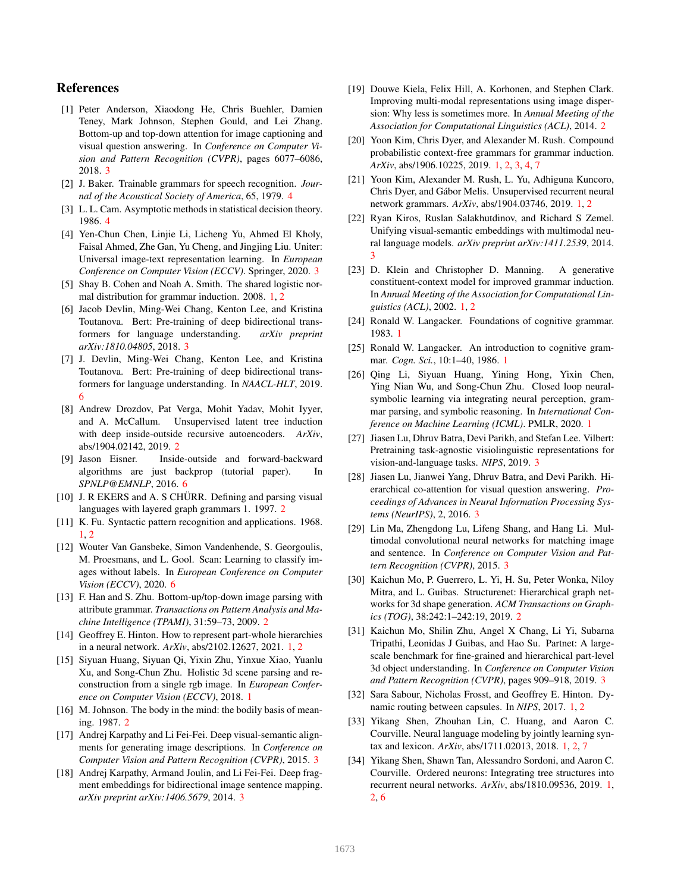# References

[1] Peter Anderson, Xiaodong He, Chris Buehler, Damien Teney, Mark Johnson, Stephen Gould, and Lei Zhang. Bottom-up and top-down attention for image captioning and visual question answering. In *Conference on Computer Vision and Pattern Recognition (CVPR)*, pages 6077–6086, 2018. 3

[2] J. Baker. Trainable grammars for speech recognition. *Journal of the Acoustical Society of America*, 65, 1979. 4

[3] L. L. Cam. Asymptotic methods in statistical decision theory. 1986. 4

[4] Yen-Chun Chen, Linjie Li, Licheng Yu, Ahmed El Kholy, Faisal Ahmed, Zhe Gan, Yu Cheng, and Jingjing Liu. Uniter: Universal image-text representation learning. In *European Conference on Computer Vision (ECCV)*. Springer, 2020. 3

[5] Shay B. Cohen and Noah A. Smith. The shared logistic normal distribution for grammar induction. 2008. 1, 2

[6] Jacob Devlin, Ming-Wei Chang, Kenton Lee, and Kristina Toutanova. Bert: Pre-training of deep bidirectional transformers for language understanding. *arXiv preprint arXiv:1810.04805*, 2018. 3

[7] J. Devlin, Ming-Wei Chang, Kenton Lee, and Kristina Toutanova. Bert: Pre-training of deep bidirectional transformers for language understanding. In *NAACL-HLT*, 2019. 6

[8] Andrew Drozdov, Pat Verga, Mohit Yadav, Mohit Iyyer, and A. McCallum. Unsupervised latent tree induction with deep inside-outside recursive autoencoders. *ArXiv*, abs/1904.02142, 2019. 2

[9] Jason Eisner. Inside-outside and forward-backward algorithms are just backprop (tutorial paper). In *SPNLP@EMNLP*, 2016. 6

[10] J. R EKERS and A. S CHÜRR. Defining and parsing visual languages with layered graph grammars 1. 1997. 2

[11] K. Fu. Syntactic pattern recognition and applications. 1968. 1, 2

[12] Wouter Van Gansbeke, Simon Vandenhende, S. Georgoulis, M. Proesmans, and L. Gool. Scan: Learning to classify images without labels. In *European Conference on Computer Vision (ECCV)*, 2020. 6

[13] F. Han and S. Zhu. Bottom-up/top-down image parsing with attribute grammar. *Transactions on Pattern Analysis and Machine Intelligence (TPAMI)*, 31:59–73, 2009. 2

[14] Geoffrey E. Hinton. How to represent part-whole hierarchies in a neural network. *ArXiv*, abs/2102.12627, 2021. 1, 2

[15] Siyuan Huang, Siyuan Qi, Yixin Zhu, Yinxue Xiao, Yuanlu Xu, and Song-Chun Zhu. Holistic 3d scene parsing and reconstruction from a single rgb image. In *European Conference on Computer Vision (ECCV)*, 2018. 1

[16] M. Johnson. The body in the mind: the bodily basis of meaning. 1987. 2

[17] Andrej Karpathy and Li Fei-Fei. Deep visual-semantic alignments for generating image descriptions. In *Conference on Computer Vision and Pattern Recognition (CVPR)*, 2015. 3

[18] Andrej Karpathy, Armand Joulin, and Li Fei-Fei. Deep fragment embeddings for bidirectional image sentence mapping. *arXiv preprint arXiv:1406.5679*, 2014. 3

[19] Douwe Kiela, Felix Hill, A. Korhonen, and Stephen Clark. Improving multi-modal representations using image dispersion: Why less is sometimes more. In *Annual Meeting of the Association for Computational Linguistics (ACL)*, 2014. 2

[20] Yoon Kim, Chris Dyer, and Alexander M. Rush. Compound probabilistic context-free grammars for grammar induction. *ArXiv*, abs/1906.10225, 2019. 1, 2, 3, 4, 7

[21] Yoon Kim, Alexander M. Rush, L. Yu, Adhiguna Kuncoro, Chris Dyer, and Gábor Melis. Unsupervised recurrent neural network grammars. *ArXiv*, abs/1904.03746, 2019. 1, 2

[22] Ryan Kiros, Ruslan Salakhutdinov, and Richard S Zemel. Unifying visual-semantic embeddings with multimodal neural language models. *arXiv preprint arXiv:1411.2539*, 2014. 3

[23] D. Klein and Christopher D. Manning. A generative constituent-context model for improved grammar induction. In *Annual Meeting of the Association for Computational Linguistics (ACL)*, 2002. 1, 2

[24] Ronald W. Langacker. Foundations of cognitive grammar. 1983. 1

[25] Ronald W. Langacker. An introduction to cognitive grammar. *Cogn. Sci.*, 10:1–40, 1986. 1

[26] Qing Li, Siyuan Huang, Yining Hong, Yixin Chen, Ying Nian Wu, and Song-Chun Zhu. Closed loop neural-symbolic learning via integrating neural perception, grammar parsing, and symbolic reasoning. In *International Conference on Machine Learning (ICML)*. PMLR, 2020. 1

[27] Jiasen Lu, Dhruv Batra, Devi Parikh, and Stefan Lee. Vilbert: Pretraining task-agnostic visiolinguistic representations for vision-and-language tasks. *NIPS*, 2019. 3

[28] Jiasen Lu, Jianwei Yang, Dhruv Batra, and Devi Parikh. Hierarchical co-attention for visual question answering. *Proceedings of Advances in Neural Information Processing Systems (NeurIPS)*, 2, 2016. 3

[29] Lin Ma, Zhengdong Lu, Lifeng Shang, and Hang Li. Multimodal convolutional neural networks for matching image and sentence. In *Conference on Computer Vision and Pattern Recognition (CVPR)*, 2015. 3

[30] Kaichun Mo, P. Guerrero, L. Yi, H. Su, Peter Wonka, Niloy Mitra, and L. Guibas. Structurenet: Hierarchical graph networks for 3d shape generation. *ACM Transactions on Graphics (TOG)*, 38:242:1–242:19, 2019. 2

[31] Kaichun Mo, Shilin Zhu, Angel X Chang, Li Yi, Subarna Tripathi, Leonidas J Guibas, and Hao Su. Partnet: A large-scale benchmark for fine-grained and hierarchical part-level 3d object understanding. In *Conference on Computer Vision and Pattern Recognition (CVPR)*, pages 909–918, 2019. 3

[32] Sara Sabour, Nicholas Frosst, and Geoffrey E. Hinton. Dynamic routing between capsules. In *NIPS*, 2017. 1, 2

[33] Yikang Shen, Zhouhan Lin, C. Huang, and Aaron C. Courville. Neural language modeling by jointly learning syntax and lexicon. *ArXiv*, abs/1711.02013, 2018. 1, 2, 7

[34] Yikang Shen, Shawn Tan, Alessandro Sordoni, and Aaron C. Courville. Ordered neurons: Integrating tree structures into recurrent neural networks. *ArXiv*, abs/1810.09536, 2019. 1, 2, 6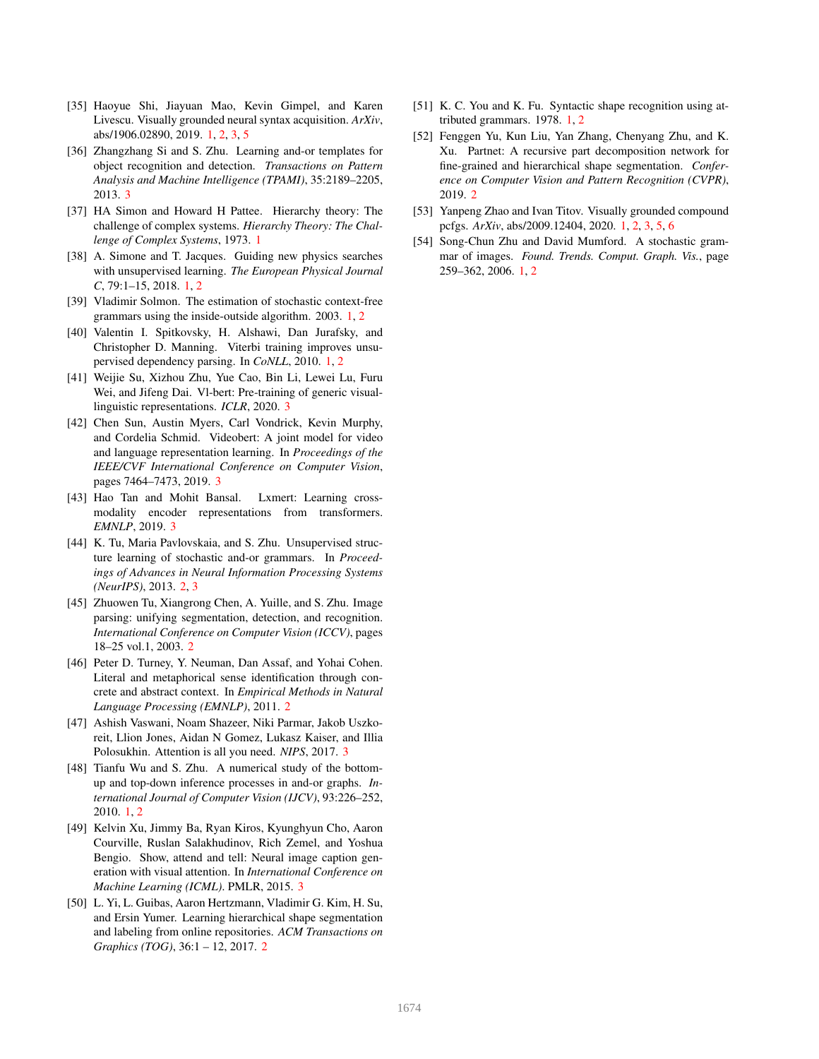[35] Haoyue Shi, Jiayuan Mao, Kevin Gimpel, and Karen Livescu. Visually grounded neural syntax acquisition. *ArXiv*, abs/1906.02890, 2019. 1, 2, 3, 5

[36] Zhangzhang Si and S. Zhu. Learning and-or templates for object recognition and detection. *Transactions on Pattern Analysis and Machine Intelligence (TPAMI)*, 35:2189–2205, 2013. 3

[37] HA Simon and Howard H Pattee. Hierarchy theory: The challenge of complex systems. *Hierarchy Theory: The Challenge of Complex Systems*, 1973. 1

[38] A. Simone and T. Jacques. Guiding new physics searches with unsupervised learning. *The European Physical Journal C*, 79:1–15, 2018. 1, 2

[39] Vladimir Solmon. The estimation of stochastic context-free grammars using the inside-outside algorithm. 2003. 1, 2

[40] Valentin I. Spitkovsky, H. Alshawi, Dan Jurafsky, and Christopher D. Manning. Viterbi training improves unsupervised dependency parsing. In *CoNLL*, 2010. 1, 2

[41] Weijie Su, Xizhou Zhu, Yue Cao, Bin Li, Lewei Lu, Furu Wei, and Jifeng Dai. Vl-bert: Pre-training of generic visual-linguistic representations. *ICLR*, 2020. 3

[42] Chen Sun, Austin Myers, Carl Vondrick, Kevin Murphy, and Cordelia Schmid. Videobert: A joint model for video and language representation learning. In *Proceedings of the IEEE/CVF International Conference on Computer Vision*, pages 7464–7473, 2019. 3

[43] Hao Tan and Mohit Bansal. Lxmert: Learning cross-modality encoder representations from transformers. *EMNLP*, 2019. 3

[44] K. Tu, Maria Pavlovskaia, and S. Zhu. Unsupervised structure learning of stochastic and-or grammars. In *Proceedings of Advances in Neural Information Processing Systems (NeurIPS)*, 2013. 2, 3

[45] Zhuowen Tu, Xiangrong Chen, A. Yuille, and S. Zhu. Image parsing: unifying segmentation, detection, and recognition. *International Conference on Computer Vision (ICCV)*, pages 18–25 vol.1, 2003. 2

[46] Peter D. Turney, Y. Neuman, Dan Assaf, and Yohai Cohen. Literal and metaphorical sense identification through concrete and abstract context. In *Empirical Methods in Natural Language Processing (EMNLP)*, 2011. 2

[47] Ashish Vaswani, Noam Shazeer, Niki Parmar, Jakob Uszkoreit, Llion Jones, Aidan N Gomez, Lukasz Kaiser, and Illia Polosukhin. Attention is all you need. *NIPS*, 2017. 3

[48] Tianfu Wu and S. Zhu. A numerical study of the bottom-up and top-down inference processes in and-or graphs. *International Journal of Computer Vision (IJCV)*, 93:226–252, 2010. 1, 2

[49] Kelvin Xu, Jimmy Ba, Ryan Kiros, Kyunghyun Cho, Aaron Courville, Ruslan Salakhudinov, Rich Zemel, and Yoshua Bengio. Show, attend and tell: Neural image caption generation with visual attention. In *International Conference on Machine Learning (ICML)*. PMLR, 2015. 3

[50] L. Yi, L. Guibas, Aaron Hertzmann, Vladimir G. Kim, H. Su, and Ersin Yumer. Learning hierarchical shape segmentation and labeling from online repositories. *ACM Transactions on Graphics (TOG)*, 36:1 – 12, 2017. 2

[51] K. C. You and K. Fu. Syntactic shape recognition using attributed grammars. 1978. 1, 2

[52] Fenggen Yu, Kun Liu, Yan Zhang, Chenyang Zhu, and K. Xu. Partnet: A recursive part decomposition network for fine-grained and hierarchical shape segmentation. *Conference on Computer Vision and Pattern Recognition (CVPR)*, 2019. 2

[53] Yanpeng Zhao and Ivan Titov. Visually grounded compound pcfgs. *ArXiv*, abs/2009.12404, 2020. 1, 2, 3, 5, 6

[54] Song-Chun Zhu and David Mumford. A stochastic grammar of images. *Found. Trends. Comput. Graph. Vis.*, page 259–362, 2006. 1, 2